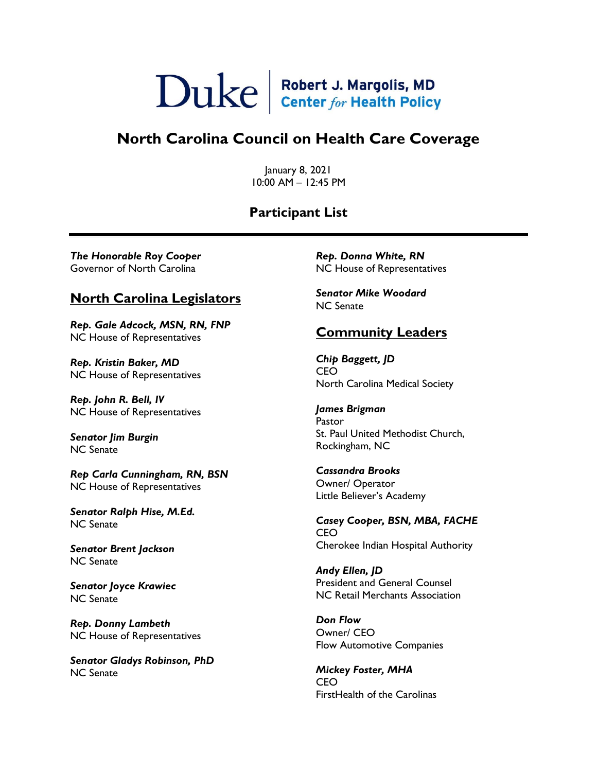Duke | Robert J. Margolis, MD Center *for* Health Policy

# North Carolina Council on Health Care Coverage

January 8, 2021
10:00 AM – 12:45 PM

## Participant List

***The Honorable Roy Cooper***
Governor of North Carolina

## North Carolina Legislators

***Rep. Gale Adcock, MSN, RN, FNP***
NC House of Representatives

***Rep. Kristin Baker, MD***
NC House of Representatives

***Rep. John R. Bell, IV***
NC House of Representatives

***Senator Jim Burgin***
NC Senate

***Rep Carla Cunningham, RN, BSN***
NC House of Representatives

***Senator Ralph Hise, M.Ed.***
NC Senate

***Senator Brent Jackson***
NC Senate

***Senator Joyce Krawiec***
NC Senate

***Rep. Donny Lambeth***
NC House of Representatives

***Senator Gladys Robinson, PhD***
NC Senate

***Rep. Donna White, RN***
NC House of Representatives

***Senator Mike Woodard***
NC Senate

## Community Leaders

***Chip Baggett, JD***
CEO
North Carolina Medical Society

***James Brigman***
Pastor
St. Paul United Methodist Church,
Rockingham, NC

***Cassandra Brooks***
Owner/ Operator
Little Believer's Academy

***Casey Cooper, BSN, MBA, FACHE***
CEO
Cherokee Indian Hospital Authority

***Andy Ellen, JD***
President and General Counsel
NC Retail Merchants Association

***Don Flow***
Owner/ CEO
Flow Automotive Companies

***Mickey Foster, MHA***
CEO
FirstHealth of the Carolinas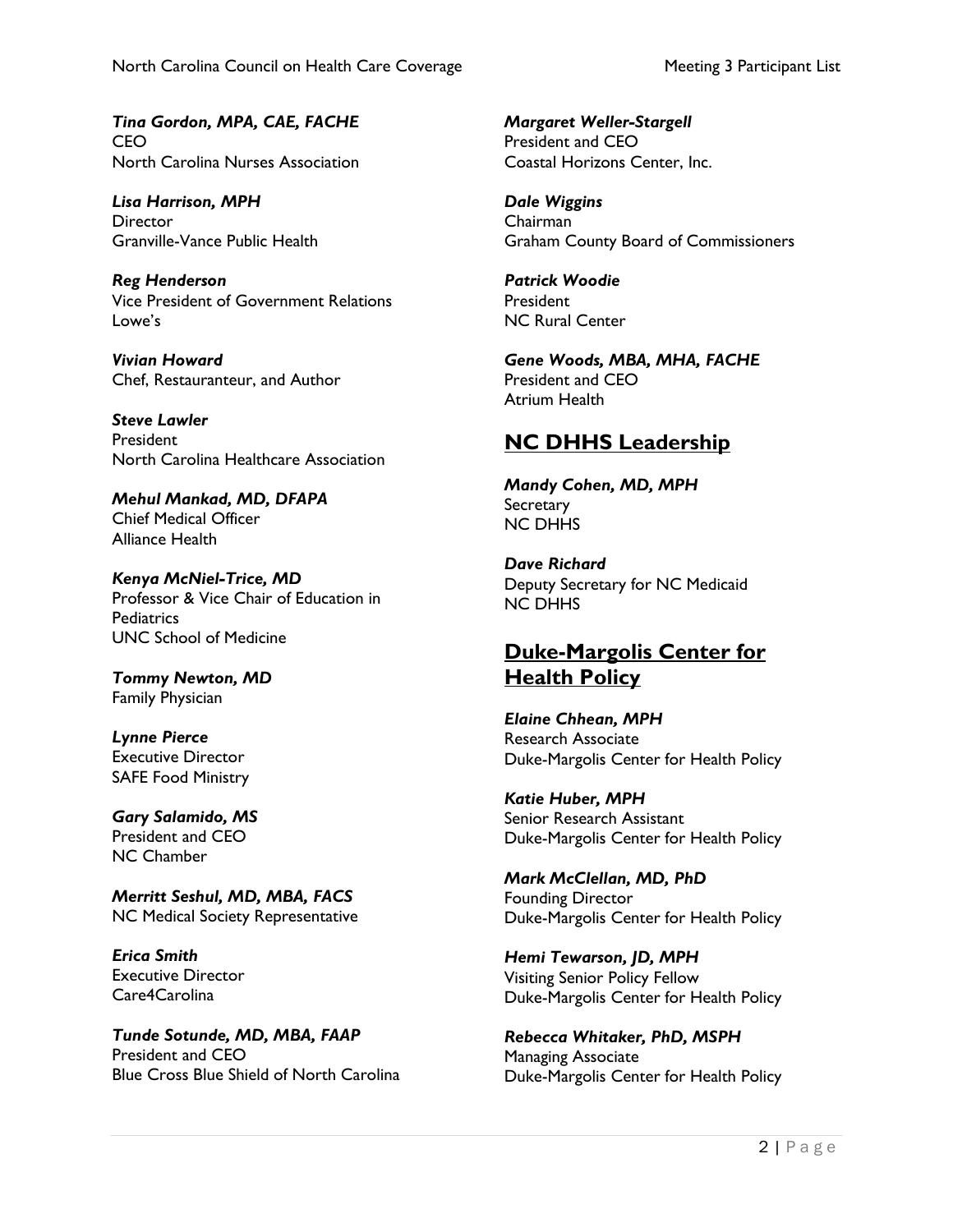***Tina Gordon, MPA, CAE, FACHE***
CEO
North Carolina Nurses Association

***Lisa Harrison, MPH***
Director
Granville-Vance Public Health

***Reg Henderson***
Vice President of Government Relations
Lowe's

***Vivian Howard***
Chef, Restauranteur, and Author

***Steve Lawler***
President
North Carolina Healthcare Association

***Mehul Mankad, MD, DFAPA***
Chief Medical Officer
Alliance Health

***Kenya McNiel-Trice, MD***
Professor & Vice Chair of Education in Pediatrics
UNC School of Medicine

***Tommy Newton, MD***
Family Physician

***Lynne Pierce***
Executive Director
SAFE Food Ministry

***Gary Salamido, MS***
President and CEO
NC Chamber

***Merritt Seshul, MD, MBA, FACS***
NC Medical Society Representative

***Erica Smith***
Executive Director
Care4Carolina

***Tunde Sotunde, MD, MBA, FAAP***
President and CEO
Blue Cross Blue Shield of North Carolina

***Margaret Weller-Stargell***
President and CEO
Coastal Horizons Center, Inc.

***Dale Wiggins***
Chairman
Graham County Board of Commissioners

***Patrick Woodie***
President
NC Rural Center

***Gene Woods, MBA, MHA, FACHE***
President and CEO
Atrium Health

## NC DHHS Leadership

***Mandy Cohen, MD, MPH***
Secretary
NC DHHS

***Dave Richard***
Deputy Secretary for NC Medicaid
NC DHHS

## Duke-Margolis Center for Health Policy

***Elaine Chhean, MPH***
Research Associate
Duke-Margolis Center for Health Policy

***Katie Huber, MPH***
Senior Research Assistant
Duke-Margolis Center for Health Policy

***Mark McClellan, MD, PhD***
Founding Director
Duke-Margolis Center for Health Policy

***Hemi Tewarson, JD, MPH***
Visiting Senior Policy Fellow
Duke-Margolis Center for Health Policy

***Rebecca Whitaker, PhD, MSPH***
Managing Associate
Duke-Margolis Center for Health Policy